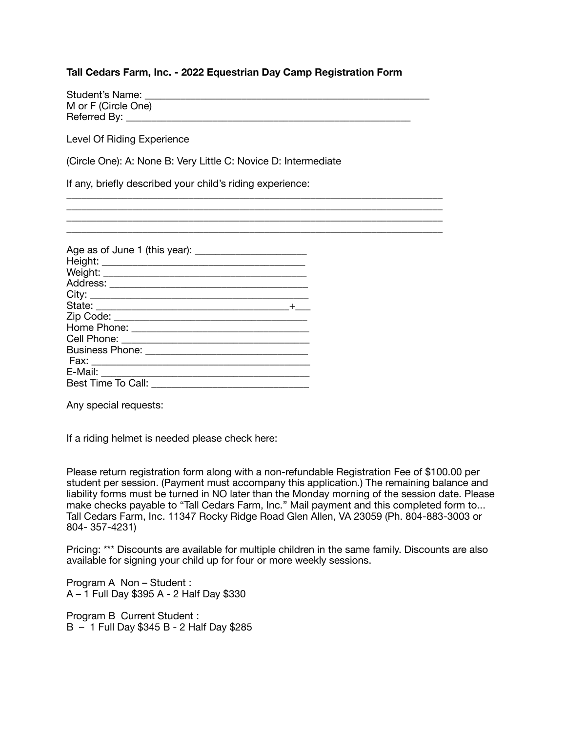**Tall Cedars Farm, Inc. - 2022 Equestrian Day Camp Registration Form**

Student's Name: ________________________________________________________
M or F (Circle One)
Referred By: ________________________________________________________

Level Of Riding Experience

(Circle One): A: None B: Very Little C: Novice D: Intermediate

If any, briefly described your child's riding experience:
____________________________________________________________________________
____________________________________________________________________________
____________________________________________________________________________
____________________________________________________________________________

Age as of June 1 (this year): _____________________
Height: ______________________________________
Weight: ______________________________________
Address: _____________________________________
City: ________________________________________
State: ____________________________________+___
Zip Code: ____________________________________
Home Phone: _________________________________
Cell Phone: __________________________________
Business Phone: ______________________________
Fax: ________________________________________
E-Mail: ______________________________________
Best Time To Call: ____________________________

Any special requests:

If a riding helmet is needed please check here:

Please return registration form along with a non-refundable Registration Fee of $100.00 per student per session. (Payment must accompany this application.) The remaining balance and liability forms must be turned in NO later than the Monday morning of the session date. Please make checks payable to "Tall Cedars Farm, Inc." Mail payment and this completed form to... Tall Cedars Farm, Inc. 11347 Rocky Ridge Road Glen Allen, VA 23059 (Ph. 804-883-3003 or 804- 357-4231)

Pricing: *** Discounts are available for multiple children in the same family. Discounts are also available for signing your child up for four or more weekly sessions.

Program A Non – Student :
A – 1 Full Day $395 A - 2 Half Day $330

Program B Current Student :
B – 1 Full Day $345 B - 2 Half Day $285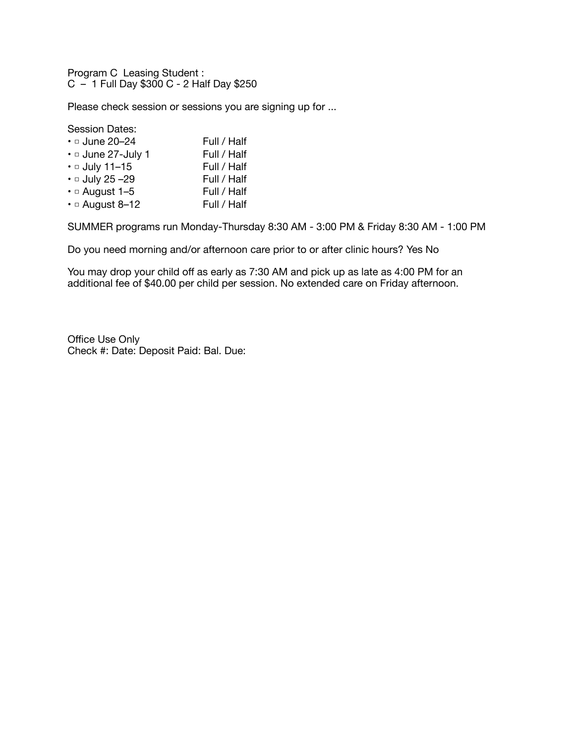Program C Leasing Student :
C – 1 Full Day $300 C - 2 Half Day $250

Please check session or sessions you are signing up for ...

Session Dates:

| | |
|---|---|
| • ▫ June 20–24 | Full / Half |
| • ▫ June 27-July 1 | Full / Half |
| • ▫ July 11–15 | Full / Half |
| • ▫ July 25 –29 | Full / Half |
| • ▫ August 1–5 | Full / Half |
| • ▫ August 8–12 | Full / Half |

SUMMER programs run Monday-Thursday 8:30 AM - 3:00 PM & Friday 8:30 AM - 1:00 PM

Do you need morning and/or afternoon care prior to or after clinic hours? Yes No

You may drop your child off as early as 7:30 AM and pick up as late as 4:00 PM for an additional fee of $40.00 per child per session. No extended care on Friday afternoon.

Office Use Only
Check #: Date: Deposit Paid: Bal. Due: